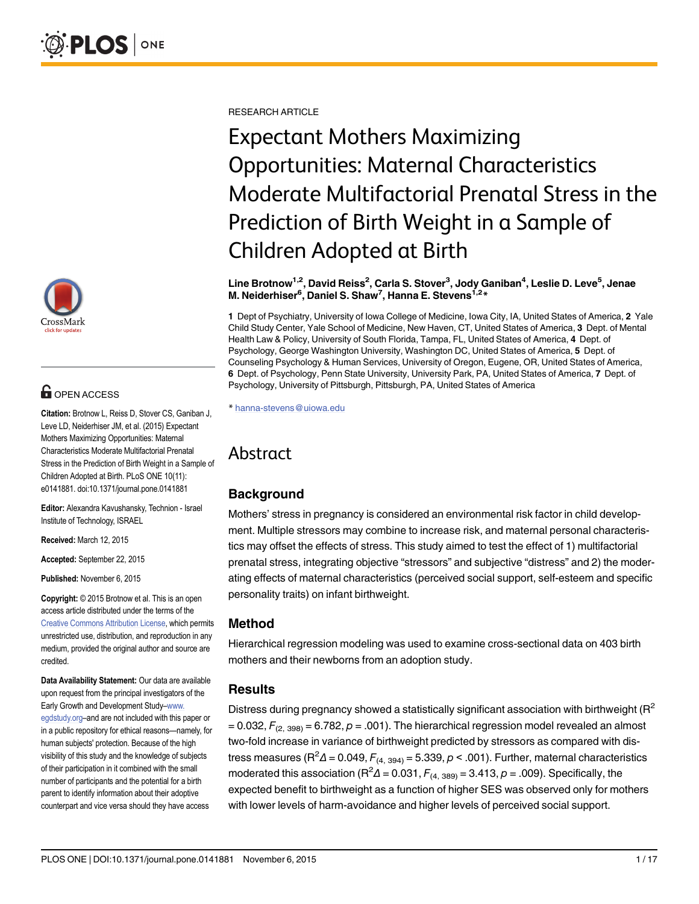RESEARCH ARTICLE

# Expectant Mothers Maximizing Opportunities: Maternal Characteristics Moderate Multifactorial Prenatal Stress in the Prediction of Birth Weight in a Sample of Children Adopted at Birth

**Line Brotnow[1,2], David Reiss[2], Carla S. Stover[3], Jody Ganiban[4], Leslie D. Leve[5], Jenae M. Neiderhiser[6], Daniel S. Shaw[7], Hanna E. Stevens[1,2]***

**1** Dept of Psychiatry, University of Iowa College of Medicine, Iowa City, IA, United States of America, **2** Yale Child Study Center, Yale School of Medicine, New Haven, CT, United States of America, **3** Dept. of Mental Health Law & Policy, University of South Florida, Tampa, FL, United States of America, **4** Dept. of Psychology, George Washington University, Washington DC, United States of America, **5** Dept. of Counseling Psychology & Human Services, University of Oregon, Eugene, OR, United States of America, **6** Dept. of Psychology, Penn State University, University Park, PA, United States of America, **7** Dept. of Psychology, University of Pittsburgh, Pittsburgh, PA, United States of America

* hanna-stevens@uiowa.edu

OPEN ACCESS

**Citation:** Brotnow L, Reiss D, Stover CS, Ganiban J, Leve LD, Neiderhiser JM, et al. (2015) Expectant Mothers Maximizing Opportunities: Maternal Characteristics Moderate Multifactorial Prenatal Stress in the Prediction of Birth Weight in a Sample of Children Adopted at Birth. PLoS ONE 10(11): e0141881. doi:10.1371/journal.pone.0141881

**Editor:** Alexandra Kavushansky, Technion - Israel Institute of Technology, ISRAEL

**Received:** March 12, 2015

**Accepted:** September 22, 2015

**Published:** November 6, 2015

**Copyright:** © 2015 Brotnow et al. This is an open access article distributed under the terms of the Creative Commons Attribution License, which permits unrestricted use, distribution, and reproduction in any medium, provided the original author and source are credited.

**Data Availability Statement:** Our data are available upon request from the principal investigators of the Early Growth and Development Study–www.egdstudy.org–and are not included with this paper or in a public repository for ethical reasons—namely, for human subjects' protection. Because of the high visibility of this study and the knowledge of subjects of their participation in it combined with the small number of participants and the potential for a birth parent to identify information about their adoptive counterpart and vice versa should they have access

## Abstract

### Background

Mothers' stress in pregnancy is considered an environmental risk factor in child development. Multiple stressors may combine to increase risk, and maternal personal characteristics may offset the effects of stress. This study aimed to test the effect of 1) multifactorial prenatal stress, integrating objective "stressors" and subjective "distress" and 2) the moderating effects of maternal characteristics (perceived social support, self-esteem and specific personality traits) on infant birthweight.

### Method

Hierarchical regression modeling was used to examine cross-sectional data on 403 birth mothers and their newborns from an adoption study.

### Results

Distress during pregnancy showed a statistically significant association with birthweight ($R^2 = 0.032$, $F_{(2, 398)} = 6.782$, $p = .001$). The hierarchical regression model revealed an almost two-fold increase in variance of birthweight predicted by stressors as compared with distress measures ($R^2\Delta = 0.049$, $F_{(4, 394)} = 5.339$, $p < .001$). Further, maternal characteristics moderated this association ($R^2\Delta = 0.031$, $F_{(4, 389)} = 3.413$, $p = .009$). Specifically, the expected benefit to birthweight as a function of higher SES was observed only for mothers with lower levels of harm-avoidance and higher levels of perceived social support.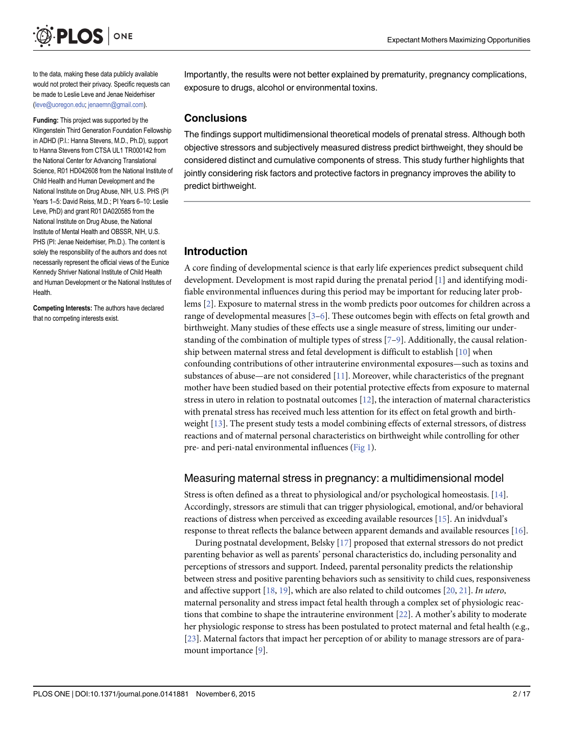to the data, making these data publicly available would not protect their privacy. Specific requests can be made to Leslie Leve and Jenae Neiderhiser (leve@uoregon.edu; jenaemn@gmail.com).

**Funding:** This project was supported by the Klingenstein Third Generation Foundation Fellowship in ADHD (P.I.: Hanna Stevens, M.D., Ph.D), support to Hanna Stevens from CTSA UL1 TR000142 from the National Center for Advancing Translational Science, R01 HD042608 from the National Institute of Child Health and Human Development and the National Institute on Drug Abuse, NIH, U.S. PHS (PI Years 1–5: David Reiss, M.D.; PI Years 6–10: Leslie Leve, PhD) and grant R01 DA020585 from the National Institute on Drug Abuse, the National Institute of Mental Health and OBSSR, NIH, U.S. PHS (PI: Jenae Neiderhiser, Ph.D.). The content is solely the responsibility of the authors and does not necessarily represent the official views of the Eunice Kennedy Shriver National Institute of Child Health and Human Development or the National Institutes of Health.

**Competing Interests:** The authors have declared that no competing interests exist.

Importantly, the results were not better explained by prematurity, pregnancy complications, exposure to drugs, alcohol or environmental toxins.

## Conclusions

The findings support multidimensional theoretical models of prenatal stress. Although both objective stressors and subjectively measured distress predict birthweight, they should be considered distinct and cumulative components of stress. This study further highlights that jointly considering risk factors and protective factors in pregnancy improves the ability to predict birthweight.

## Introduction

A core finding of developmental science is that early life experiences predict subsequent child development. Development is most rapid during the prenatal period [1] and identifying modifiable environmental influences during this period may be important for reducing later problems [2]. Exposure to maternal stress in the womb predicts poor outcomes for children across a range of developmental measures [3–6]. These outcomes begin with effects on fetal growth and birthweight. Many studies of these effects use a single measure of stress, limiting our understanding of the combination of multiple types of stress [7–9]. Additionally, the causal relationship between maternal stress and fetal development is difficult to establish [10] when confounding contributions of other intrauterine environmental exposures—such as toxins and substances of abuse—are not considered [11]. Moreover, while characteristics of the pregnant mother have been studied based on their potential protective effects from exposure to maternal stress in utero in relation to postnatal outcomes [12], the interaction of maternal characteristics with prenatal stress has received much less attention for its effect on fetal growth and birthweight [13]. The present study tests a model combining effects of external stressors, of distress reactions and of maternal personal characteristics on birthweight while controlling for other pre- and peri-natal environmental influences (Fig 1).

### Measuring maternal stress in pregnancy: a multidimensional model

Stress is often defined as a threat to physiological and/or psychological homeostasis. [14]. Accordingly, stressors are stimuli that can trigger physiological, emotional, and/or behavioral reactions of distress when perceived as exceeding available resources [15]. An inidvdual's response to threat reflects the balance between apparent demands and available resources [16].

During postnatal development, Belsky [17] proposed that external stressors do not predict parenting behavior as well as parents' personal characteristics do, including personality and perceptions of stressors and support. Indeed, parental personality predicts the relationship between stress and positive parenting behaviors such as sensitivity to child cues, responsiveness and affective support [18, 19], which are also related to child outcomes [20, 21]. *In utero*, maternal personality and stress impact fetal health through a complex set of physiologic reactions that combine to shape the intrauterine environment [22]. A mother's ability to moderate her physiologic response to stress has been postulated to protect maternal and fetal health (e.g., [23]. Maternal factors that impact her perception of or ability to manage stressors are of paramount importance [9].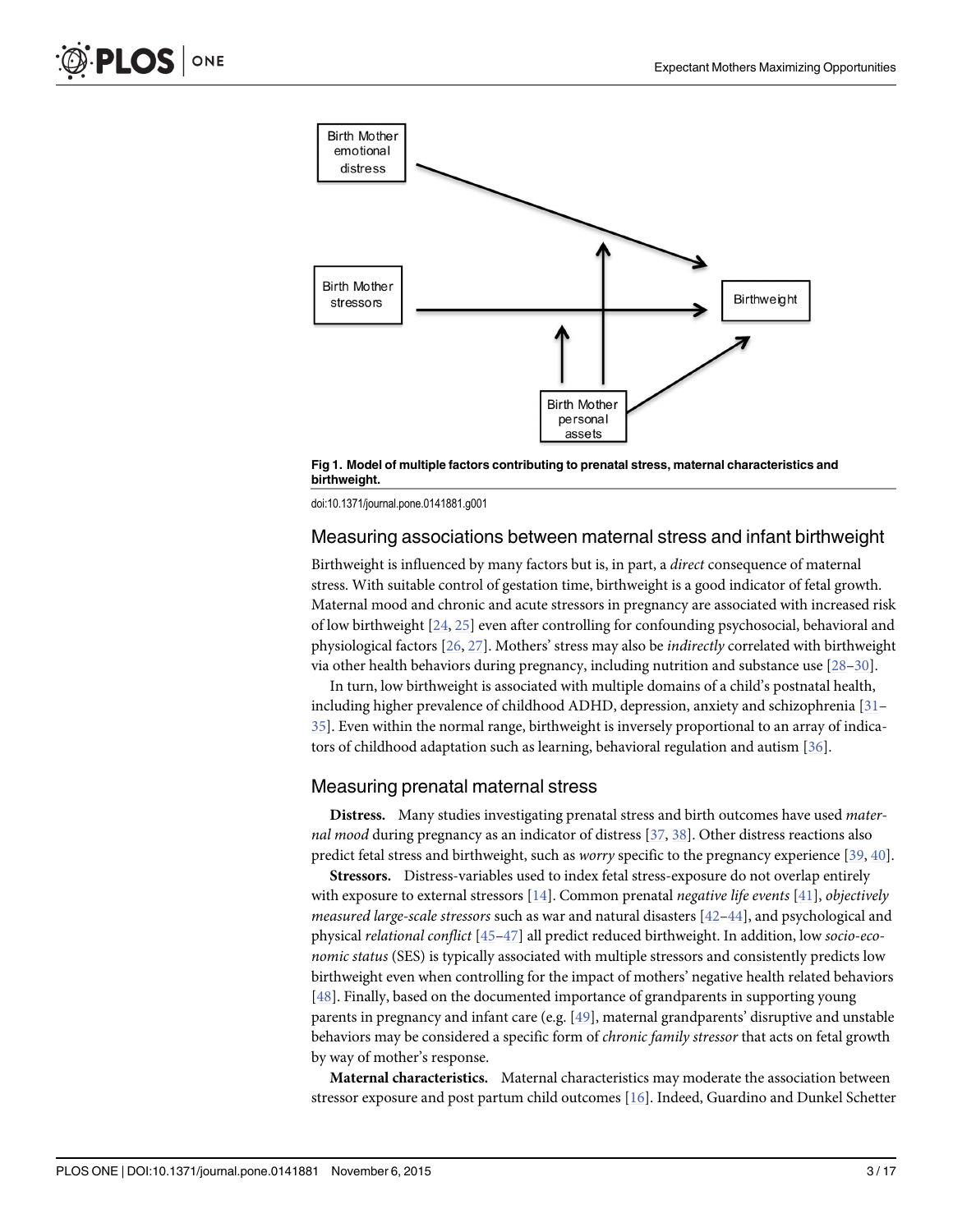Fig 1. Model of multiple factors contributing to prenatal stress, maternal characteristics and birthweight.

doi:10.1371/journal.pone.0141881.g001

## Measuring associations between maternal stress and infant birthweight

Birthweight is influenced by many factors but is, in part, a *direct* consequence of maternal stress. With suitable control of gestation time, birthweight is a good indicator of fetal growth. Maternal mood and chronic and acute stressors in pregnancy are associated with increased risk of low birthweight [24, 25] even after controlling for confounding psychosocial, behavioral and physiological factors [26, 27]. Mothers' stress may also be *indirectly* correlated with birthweight via other health behaviors during pregnancy, including nutrition and substance use [28–30].

In turn, low birthweight is associated with multiple domains of a child's postnatal health, including higher prevalence of childhood ADHD, depression, anxiety and schizophrenia [31–35]. Even within the normal range, birthweight is inversely proportional to an array of indicators of childhood adaptation such as learning, behavioral regulation and autism [36].

## Measuring prenatal maternal stress

**Distress.** Many studies investigating prenatal stress and birth outcomes have used *maternal mood* during pregnancy as an indicator of distress [37, 38]. Other distress reactions also predict fetal stress and birthweight, such as *worry* specific to the pregnancy experience [39, 40].

**Stressors.** Distress-variables used to index fetal stress-exposure do not overlap entirely with exposure to external stressors [14]. Common prenatal *negative life events* [41], *objectively measured large-scale stressors* such as war and natural disasters [42–44], and psychological and physical *relational conflict* [45–47] all predict reduced birthweight. In addition, low *socio-economic status* (SES) is typically associated with multiple stressors and consistently predicts low birthweight even when controlling for the impact of mothers' negative health related behaviors [48]. Finally, based on the documented importance of grandparents in supporting young parents in pregnancy and infant care (e.g. [49], maternal grandparents' disruptive and unstable behaviors may be considered a specific form of *chronic family stressor* that acts on fetal growth by way of mother's response.

**Maternal characteristics.** Maternal characteristics may moderate the association between stressor exposure and post partum child outcomes [16]. Indeed, Guardino and Dunkel Schetter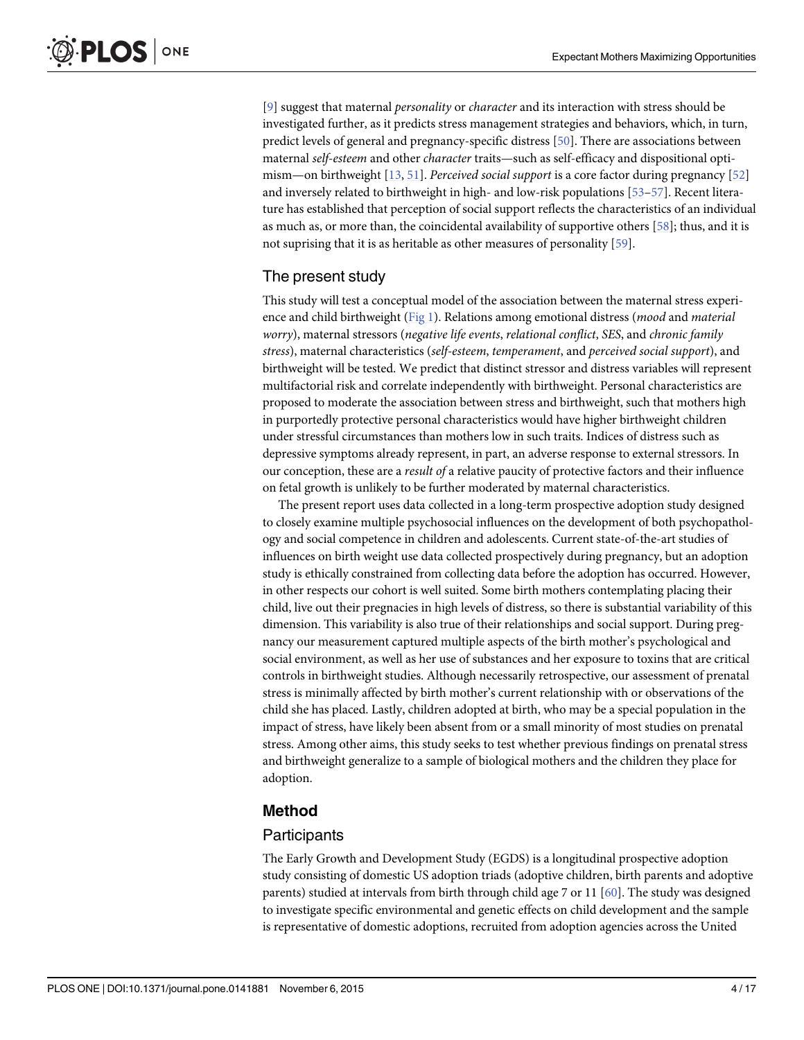[9] suggest that maternal *personality* or *character* and its interaction with stress should be investigated further, as it predicts stress management strategies and behaviors, which, in turn, predict levels of general and pregnancy-specific distress [50]. There are associations between maternal *self-esteem* and other *character* traits—such as self-efficacy and dispositional optimism—on birthweight [13, 51]. *Perceived social support* is a core factor during pregnancy [52] and inversely related to birthweight in high- and low-risk populations [53–57]. Recent literature has established that perception of social support reflects the characteristics of an individual as much as, or more than, the coincidental availability of supportive others [58]; thus, and it is not suprising that it is as heritable as other measures of personality [59].

## The present study

This study will test a conceptual model of the association between the maternal stress experience and child birthweight (Fig 1). Relations among emotional distress (*mood* and *material worry*), maternal stressors (*negative life events*, *relational conflict*, *SES*, and *chronic family stress*), maternal characteristics (*self-esteem*, *temperament*, and *perceived social support*), and birthweight will be tested. We predict that distinct stressor and distress variables will represent multifactorial risk and correlate independently with birthweight. Personal characteristics are proposed to moderate the association between stress and birthweight, such that mothers high in purportedly protective personal characteristics would have higher birthweight children under stressful circumstances than mothers low in such traits. Indices of distress such as depressive symptoms already represent, in part, an adverse response to external stressors. In our conception, these are a *result of* a relative paucity of protective factors and their influence on fetal growth is unlikely to be further moderated by maternal characteristics.

The present report uses data collected in a long-term prospective adoption study designed to closely examine multiple psychosocial influences on the development of both psychopathology and social competence in children and adolescents. Current state-of-the-art studies of influences on birth weight use data collected prospectively during pregnancy, but an adoption study is ethically constrained from collecting data before the adoption has occurred. However, in other respects our cohort is well suited. Some birth mothers contemplating placing their child, live out their pregnacies in high levels of distress, so there is substantial variability of this dimension. This variability is also true of their relationships and social support. During pregnancy our measurement captured multiple aspects of the birth mother's psychological and social environment, as well as her use of substances and her exposure to toxins that are critical controls in birthweight studies. Although necessarily retrospective, our assessment of prenatal stress is minimally affected by birth mother's current relationship with or observations of the child she has placed. Lastly, children adopted at birth, who may be a special population in the impact of stress, have likely been absent from or a small minority of most studies on prenatal stress. Among other aims, this study seeks to test whether previous findings on prenatal stress and birthweight generalize to a sample of biological mothers and the children they place for adoption.

# Method

## Participants

The Early Growth and Development Study (EGDS) is a longitudinal prospective adoption study consisting of domestic US adoption triads (adoptive children, birth parents and adoptive parents) studied at intervals from birth through child age 7 or 11 [60]. The study was designed to investigate specific environmental and genetic effects on child development and the sample is representative of domestic adoptions, recruited from adoption agencies across the United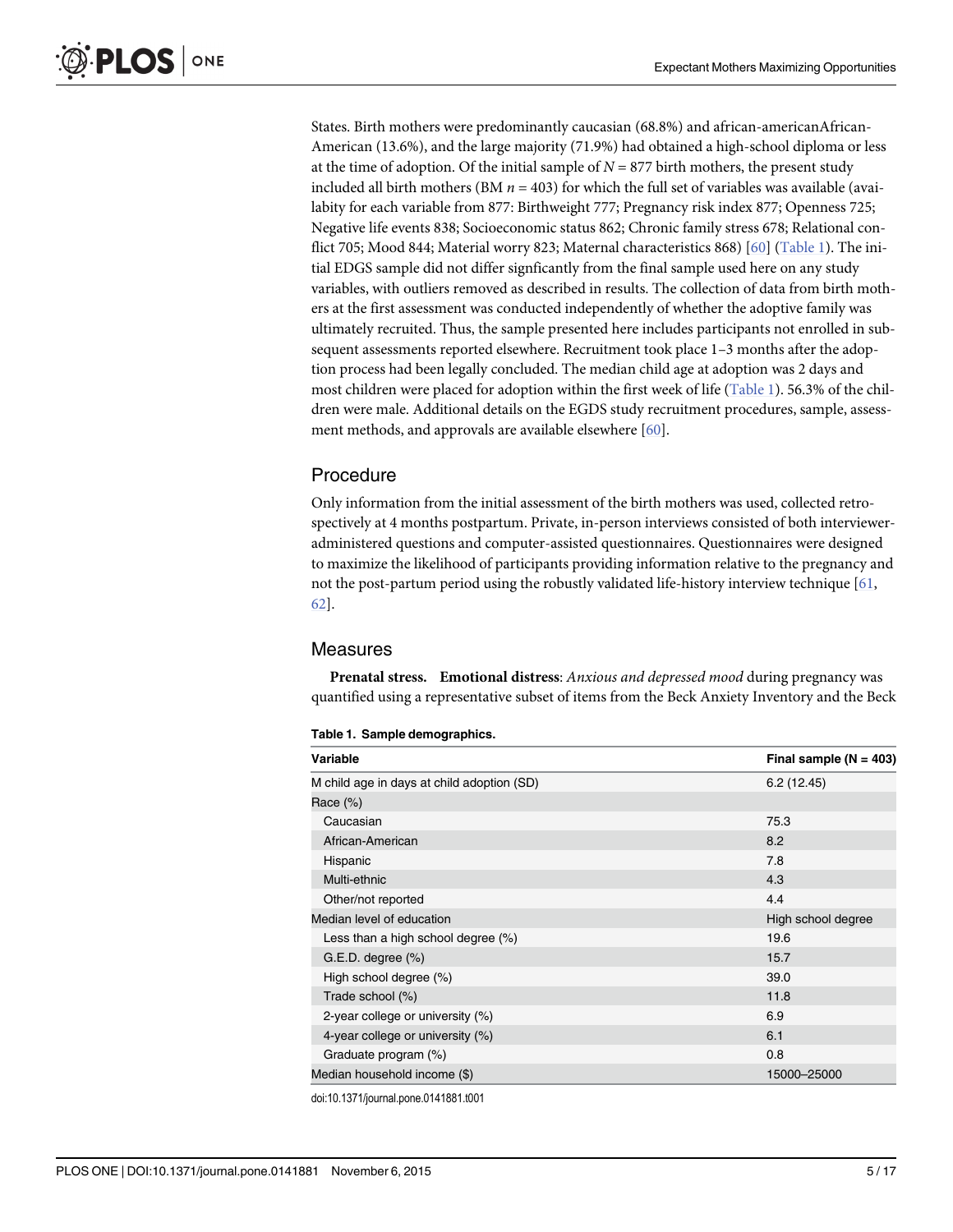States. Birth mothers were predominantly caucasian (68.8%) and african-americanAfrican-American (13.6%), and the large majority (71.9%) had obtained a high-school diploma or less at the time of adoption. Of the initial sample of $N = 877$ birth mothers, the present study included all birth mothers (BM $n = 403$) for which the full set of variables was available (availabity for each variable from 877: Birthweight 777; Pregnancy risk index 877; Openness 725; Negative life events 838; Socioeconomic status 862; Chronic family stress 678; Relational conflict 705; Mood 844; Material worry 823; Maternal characteristics 868) [60] (Table 1). The initial EDGS sample did not differ signficantly from the final sample used here on any study variables, with outliers removed as described in results. The collection of data from birth mothers at the first assessment was conducted independently of whether the adoptive family was ultimately recruited. Thus, the sample presented here includes participants not enrolled in subsequent assessments reported elsewhere. Recruitment took place 1–3 months after the adoption process had been legally concluded. The median child age at adoption was 2 days and most children were placed for adoption within the first week of life (Table 1). 56.3% of the children were male. Additional details on the EGDS study recruitment procedures, sample, assessment methods, and approvals are available elsewhere [60].

## Procedure

Only information from the initial assessment of the birth mothers was used, collected retrospectively at 4 months postpartum. Private, in-person interviews consisted of both interviewer-administered questions and computer-assisted questionnaires. Questionnaires were designed to maximize the likelihood of participants providing information relative to the pregnancy and not the post-partum period using the robustly validated life-history interview technique [61, 62].

## Measures

**Prenatal stress.** **Emotional distress**: *Anxious and depressed mood* during pregnancy was quantified using a representative subset of items from the Beck Anxiety Inventory and the Beck

**Table 1. Sample demographics.**

| Variable | Final sample (N = 403) |
|---|---|
| M child age in days at child adoption (SD) | 6.2 (12.45) |
| Race (%) | |
| Caucasian | 75.3 |
| African-American | 8.2 |
| Hispanic | 7.8 |
| Multi-ethnic | 4.3 |
| Other/not reported | 4.4 |
| Median level of education | High school degree |
| Less than a high school degree (%) | 19.6 |
| G.E.D. degree (%) | 15.7 |
| High school degree (%) | 39.0 |
| Trade school (%) | 11.8 |
| 2-year college or university (%) | 6.9 |
| 4-year college or university (%) | 6.1 |
| Graduate program (%) | 0.8 |
| Median household income ($) | 15000–25000 |

doi:10.1371/journal.pone.0141881.t001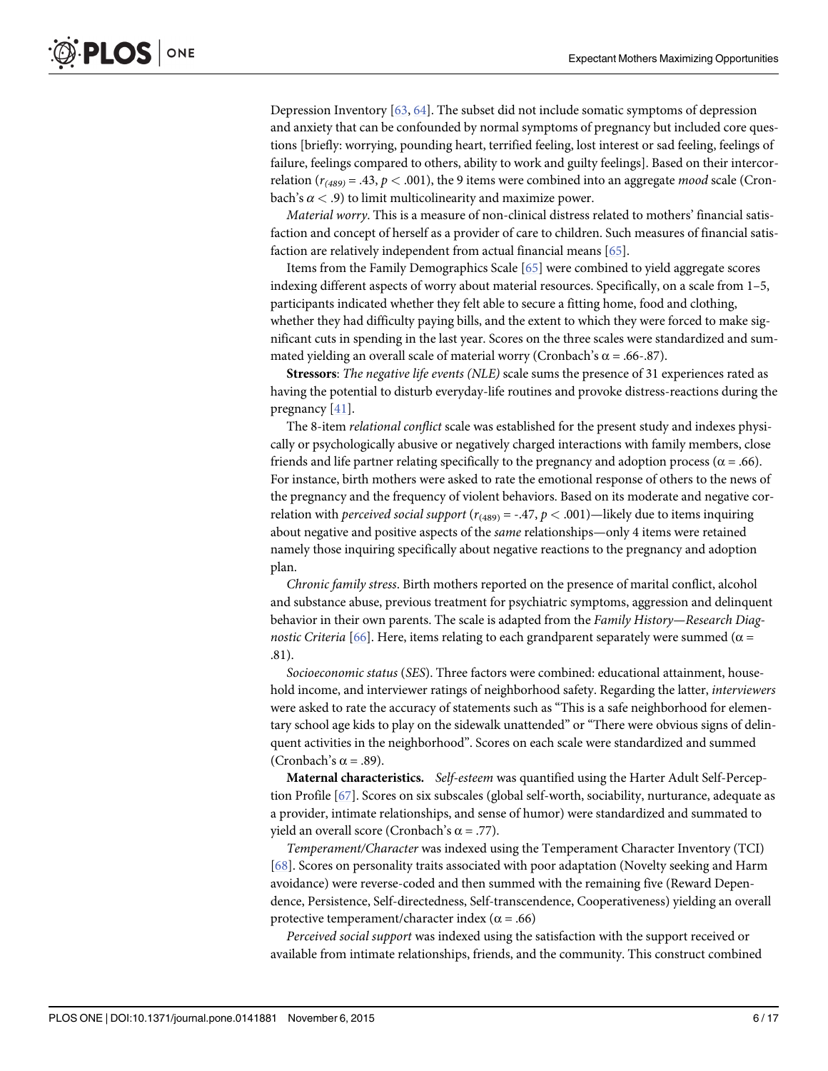Depression Inventory [63, 64]. The subset did not include somatic symptoms of depression and anxiety that can be confounded by normal symptoms of pregnancy but included core questions [briefly: worrying, pounding heart, terrified feeling, lost interest or sad feeling, feelings of failure, feelings compared to others, ability to work and guilty feelings]. Based on their intercorrelation ($r_{(489)}$ = .43, $p < .001$), the 9 items were combined into an aggregate *mood* scale (Cronbach's $\alpha < .9$) to limit multicolinearity and maximize power.

*Material worry*. This is a measure of non-clinical distress related to mothers' financial satisfaction and concept of herself as a provider of care to children. Such measures of financial satisfaction are relatively independent from actual financial means [65].

Items from the Family Demographics Scale [65] were combined to yield aggregate scores indexing different aspects of worry about material resources. Specifically, on a scale from 1–5, participants indicated whether they felt able to secure a fitting home, food and clothing, whether they had difficulty paying bills, and the extent to which they were forced to make significant cuts in spending in the last year. Scores on the three scales were standardized and summated yielding an overall scale of material worry (Cronbach's α = .66-.87).

**Stressors**: *The negative life events (NLE)* scale sums the presence of 31 experiences rated as having the potential to disturb everyday-life routines and provoke distress-reactions during the pregnancy [41].

The 8-item *relational conflict* scale was established for the present study and indexes physically or psychologically abusive or negatively charged interactions with family members, close friends and life partner relating specifically to the pregnancy and adoption process (α = .66). For instance, birth mothers were asked to rate the emotional response of others to the news of the pregnancy and the frequency of violent behaviors. Based on its moderate and negative correlation with *perceived social support* ($r_{(489)}$ = -.47, $p < .001$)—likely due to items inquiring about negative and positive aspects of the *same* relationships—only 4 items were retained namely those inquiring specifically about negative reactions to the pregnancy and adoption plan.

*Chronic family stress*. Birth mothers reported on the presence of marital conflict, alcohol and substance abuse, previous treatment for psychiatric symptoms, aggression and delinquent behavior in their own parents. The scale is adapted from the *Family History—Research Diagnostic Criteria* [66]. Here, items relating to each grandparent separately were summed (α = .81).

*Socioeconomic status* (*SES*). Three factors were combined: educational attainment, household income, and interviewer ratings of neighborhood safety. Regarding the latter, *interviewers* were asked to rate the accuracy of statements such as "This is a safe neighborhood for elementary school age kids to play on the sidewalk unattended" or "There were obvious signs of delinquent activities in the neighborhood". Scores on each scale were standardized and summed (Cronbach's α = .89).

**Maternal characteristics.** *Self-esteem* was quantified using the Harter Adult Self-Perception Profile [67]. Scores on six subscales (global self-worth, sociability, nurturance, adequate as a provider, intimate relationships, and sense of humor) were standardized and summated to yield an overall score (Cronbach's α = .77).

*Temperament/Character* was indexed using the Temperament Character Inventory (TCI) [68]. Scores on personality traits associated with poor adaptation (Novelty seeking and Harm avoidance) were reverse-coded and then summed with the remaining five (Reward Dependence, Persistence, Self-directedness, Self-transcendence, Cooperativeness) yielding an overall protective temperament/character index (α = .66)

*Perceived social support* was indexed using the satisfaction with the support received or available from intimate relationships, friends, and the community. This construct combined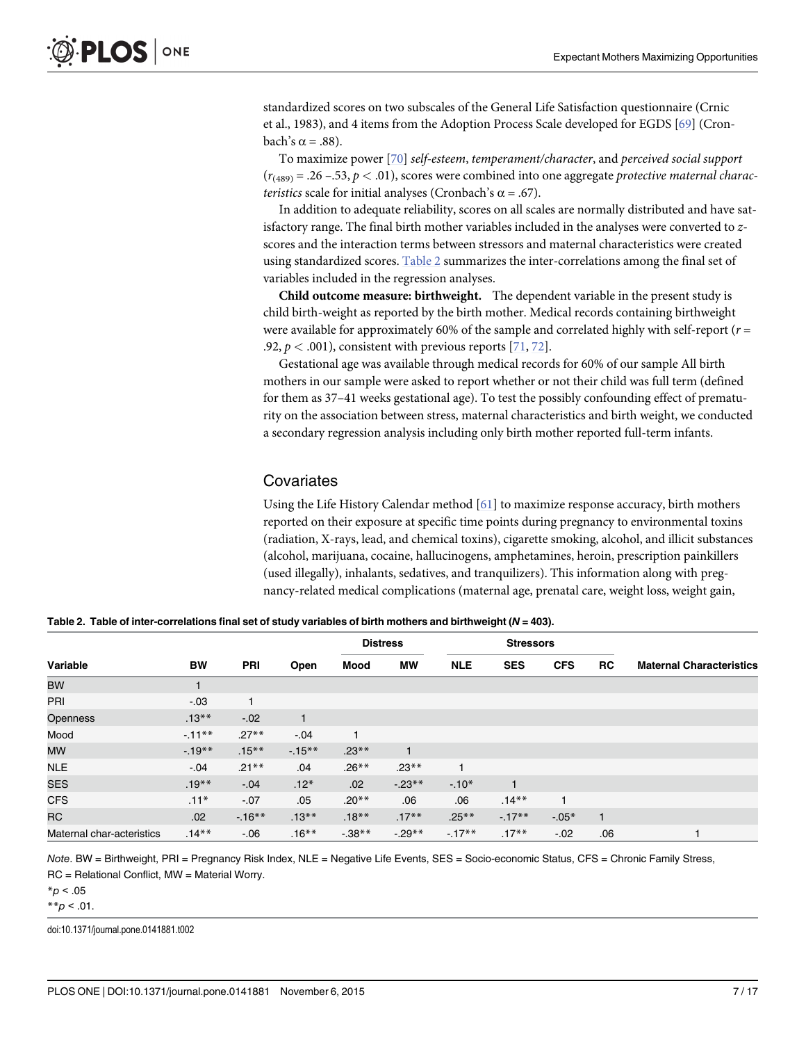standardized scores on two subscales of the General Life Satisfaction questionnaire (Crnic et al., 1983), and 4 items from the Adoption Process Scale developed for EGDS [69] (Cronbach's $\alpha = .88$).

To maximize power [70] *self-esteem*, *temperament/character*, and *perceived social support* ($r_{(489)} = .26$ –.53, $p < .01$), scores were combined into one aggregate *protective maternal characteristics* scale for initial analyses (Cronbach's $\alpha = .67$).

In addition to adequate reliability, scores on all scales are normally distributed and have satisfactory range. The final birth mother variables included in the analyses were converted to *z*-scores and the interaction terms between stressors and maternal characteristics were created using standardized scores. Table 2 summarizes the inter-correlations among the final set of variables included in the regression analyses.

**Child outcome measure: birthweight.** The dependent variable in the present study is child birth-weight as reported by the birth mother. Medical records containing birthweight were available for approximately 60% of the sample and correlated highly with self-report ($r = .92$, $p < .001$), consistent with previous reports [71, 72].

Gestational age was available through medical records for 60% of our sample All birth mothers in our sample were asked to report whether or not their child was full term (defined for them as 37–41 weeks gestational age). To test the possibly confounding effect of prematurity on the association between stress, maternal characteristics and birth weight, we conducted a secondary regression analysis including only birth mother reported full-term infants.

## Covariates

Using the Life History Calendar method [61] to maximize response accuracy, birth mothers reported on their exposure at specific time points during pregnancy to environmental toxins (radiation, X-rays, lead, and chemical toxins), cigarette smoking, alcohol, and illicit substances (alcohol, marijuana, cocaine, hallucinogens, amphetamines, heroin, prescription painkillers (used illegally), inhalants, sedatives, and tranquilizers). This information along with pregnancy-related medical complications (maternal age, prenatal care, weight loss, weight gain,

**Table 2. Table of inter-correlations final set of study variables of birth mothers and birthweight (*N* = 403).**

| | | | | Distress | | Stressors | | | | |
|---|---|---|---|---|---|---|---|---|---|---|
| **Variable** | **BW** | **PRI** | **Open** | **Mood** | **MW** | **NLE** | **SES** | **CFS** | **RC** | **Maternal Characteristics** |
| BW | 1 | | | | | | | | | |
| PRI | -.03 | 1 | | | | | | | | |
| Openness | .13** | -.02 | 1 | | | | | | | |
| Mood | -.11** | .27** | -.04 | 1 | | | | | | |
| MW | -.19** | .15** | -.15** | .23** | 1 | | | | | |
| NLE | -.04 | .21** | .04 | .26** | .23** | 1 | | | | |
| SES | .19** | -.04 | .12* | .02 | -.23** | -.10* | 1 | | | |
| CFS | .11* | -.07 | .05 | .20** | .06 | .06 | .14** | 1 | | |
| RC | .02 | -.16** | .13** | .18** | .17** | .25** | -.17** | -.05* | 1 | |
| Maternal char-acteristics | .14** | -.06 | .16** | -.38** | -.29** | -.17** | .17** | -.02 | .06 | 1 |

*Note*. BW = Birthweight, PRI = Pregnancy Risk Index, NLE = Negative Life Events, SES = Socio-economic Status, CFS = Chronic Family Stress, RC = Relational Conflict, MW = Material Worry.

*$p < .05$

**$p < .01$.

doi:10.1371/journal.pone.0141881.t002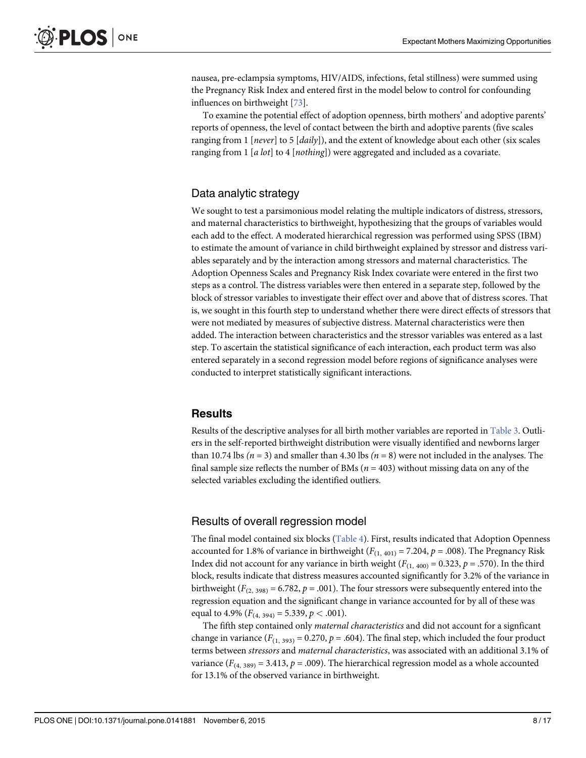nausea, pre-eclampsia symptoms, HIV/AIDS, infections, fetal stillness) were summed using the Pregnancy Risk Index and entered first in the model below to control for confounding influences on birthweight [73].

To examine the potential effect of adoption openness, birth mothers' and adoptive parents' reports of openness, the level of contact between the birth and adoptive parents (five scales ranging from 1 [*never*] to 5 [*daily*]), and the extent of knowledge about each other (six scales ranging from 1 [*a lot*] to 4 [*nothing*]) were aggregated and included as a covariate.

## Data analytic strategy

We sought to test a parsimonious model relating the multiple indicators of distress, stressors, and maternal characteristics to birthweight, hypothesizing that the groups of variables would each add to the effect. A moderated hierarchical regression was performed using SPSS (IBM) to estimate the amount of variance in child birthweight explained by stressor and distress variables separately and by the interaction among stressors and maternal characteristics. The Adoption Openness Scales and Pregnancy Risk Index covariate were entered in the first two steps as a control. The distress variables were then entered in a separate step, followed by the block of stressor variables to investigate their effect over and above that of distress scores. That is, we sought in this fourth step to understand whether there were direct effects of stressors that were not mediated by measures of subjective distress. Maternal characteristics were then added. The interaction between characteristics and the stressor variables was entered as a last step. To ascertain the statistical significance of each interaction, each product term was also entered separately in a second regression model before regions of significance analyses were conducted to interpret statistically significant interactions.

# Results

Results of the descriptive analyses for all birth mother variables are reported in Table 3. Outliers in the self-reported birthweight distribution were visually identified and newborns larger than 10.74 lbs ($n = 3$) and smaller than 4.30 lbs ($n = 8$) were not included in the analyses. The final sample size reflects the number of BMs ($n = 403$) without missing data on any of the selected variables excluding the identified outliers.

## Results of overall regression model

The final model contained six blocks (Table 4). First, results indicated that Adoption Openness accounted for 1.8% of variance in birthweight ($F_{(1, 401)} = 7.204$, $p = .008$). The Pregnancy Risk Index did not account for any variance in birth weight ($F_{(1, 400)} = 0.323$, $p = .570$). In the third block, results indicate that distress measures accounted significantly for 3.2% of the variance in birthweight ($F_{(2, 398)} = 6.782$, $p = .001$). The four stressors were subsequently entered into the regression equation and the significant change in variance accounted for by all of these was equal to 4.9% ($F_{(4, 394)} = 5.339$, $p < .001$).

The fifth step contained only *maternal characteristics* and did not account for a signficant change in variance ($F_{(1, 393)} = 0.270$, $p = .604$). The final step, which included the four product terms between *stressors* and *maternal characteristics*, was associated with an additional 3.1% of variance ($F_{(4, 389)} = 3.413$, $p = .009$). The hierarchical regression model as a whole accounted for 13.1% of the observed variance in birthweight.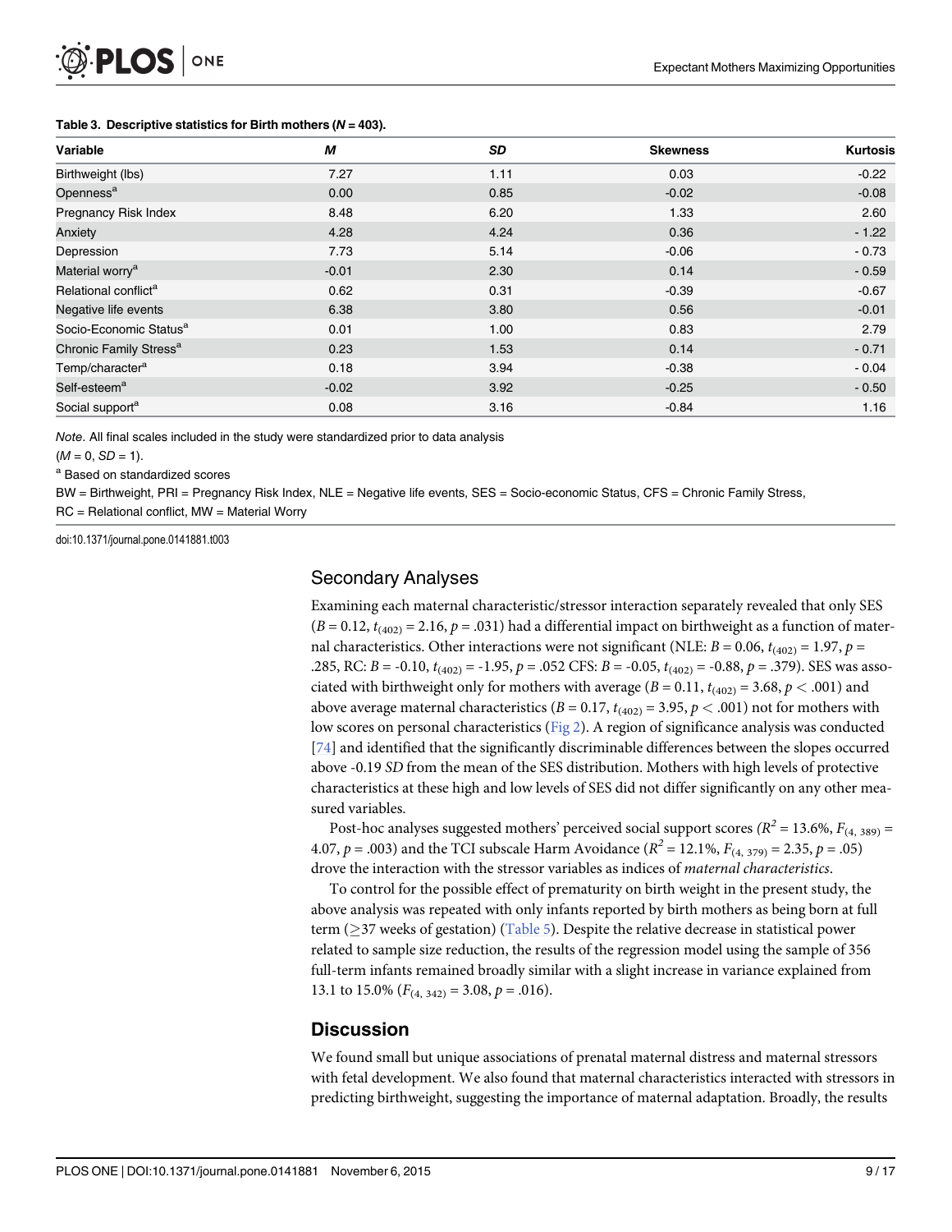**Table 3. Descriptive statistics for Birth mothers (*N* = 403).**

| Variable | *M* | *SD* | Skewness | Kurtosis |
|---|---|---|---|---|
| Birthweight (lbs) | 7.27 | 1.11 | 0.03 | -0.22 |
| Openness[a] | 0.00 | 0.85 | -0.02 | -0.08 |
| Pregnancy Risk Index | 8.48 | 6.20 | 1.33 | 2.60 |
| Anxiety | 4.28 | 4.24 | 0.36 | - 1.22 |
| Depression | 7.73 | 5.14 | -0.06 | - 0.73 |
| Material worry[a] | -0.01 | 2.30 | 0.14 | - 0.59 |
| Relational conflict[a] | 0.62 | 0.31 | -0.39 | -0.67 |
| Negative life events | 6.38 | 3.80 | 0.56 | -0.01 |
| Socio-Economic Status[a] | 0.01 | 1.00 | 0.83 | 2.79 |
| Chronic Family Stress[a] | 0.23 | 1.53 | 0.14 | - 0.71 |
| Temp/character[a] | 0.18 | 3.94 | -0.38 | - 0.04 |
| Self-esteem[a] | -0.02 | 3.92 | -0.25 | - 0.50 |
| Social support[a] | 0.08 | 3.16 | -0.84 | 1.16 |

*Note*. All final scales included in the study were standardized prior to data analysis ($M = 0$, $SD = 1$).

[a] Based on standardized scores

BW = Birthweight, PRI = Pregnancy Risk Index, NLE = Negative life events, SES = Socio-economic Status, CFS = Chronic Family Stress, RC = Relational conflict, MW = Material Worry

doi:10.1371/journal.pone.0141881.t003

## Secondary Analyses

Examining each maternal characteristic/stressor interaction separately revealed that only SES ($B = 0.12$, $t_{(402)} = 2.16$, $p = .031$) had a differential impact on birthweight as a function of maternal characteristics. Other interactions were not significant (NLE: $B = 0.06$, $t_{(402)} = 1.97$, $p = .285$, RC: $B = -0.10$, $t_{(402)} = -1.95$, $p = .052$ CFS: $B = -0.05$, $t_{(402)} = -0.88$, $p = .379$). SES was associated with birthweight only for mothers with average ($B = 0.11$, $t_{(402)} = 3.68$, $p < .001$) and above average maternal characteristics ($B = 0.17$, $t_{(402)} = 3.95$, $p < .001$) not for mothers with low scores on personal characteristics (Fig 2). A region of significance analysis was conducted [74] and identified that the significantly discriminable differences between the slopes occurred above -0.19 *SD* from the mean of the SES distribution. Mothers with high levels of protective characteristics at these high and low levels of SES did not differ significantly on any other measured variables.

Post-hoc analyses suggested mothers' perceived social support scores ($R^2 = 13.6\%$, $F_{(4, 389)} = 4.07$, $p = .003$) and the TCI subscale Harm Avoidance ($R^2 = 12.1\%$, $F_{(4, 379)} = 2.35$, $p = .05$) drove the interaction with the stressor variables as indices of *maternal characteristics*.

To control for the possible effect of prematurity on birth weight in the present study, the above analysis was repeated with only infants reported by birth mothers as being born at full term ($\geq$37 weeks of gestation) (Table 5). Despite the relative decrease in statistical power related to sample size reduction, the results of the regression model using the sample of 356 full-term infants remained broadly similar with a slight increase in variance explained from 13.1 to 15.0% ($F_{(4, 342)} = 3.08$, $p = .016$).

## Discussion

We found small but unique associations of prenatal maternal distress and maternal stressors with fetal development. We also found that maternal characteristics interacted with stressors in predicting birthweight, suggesting the importance of maternal adaptation. Broadly, the results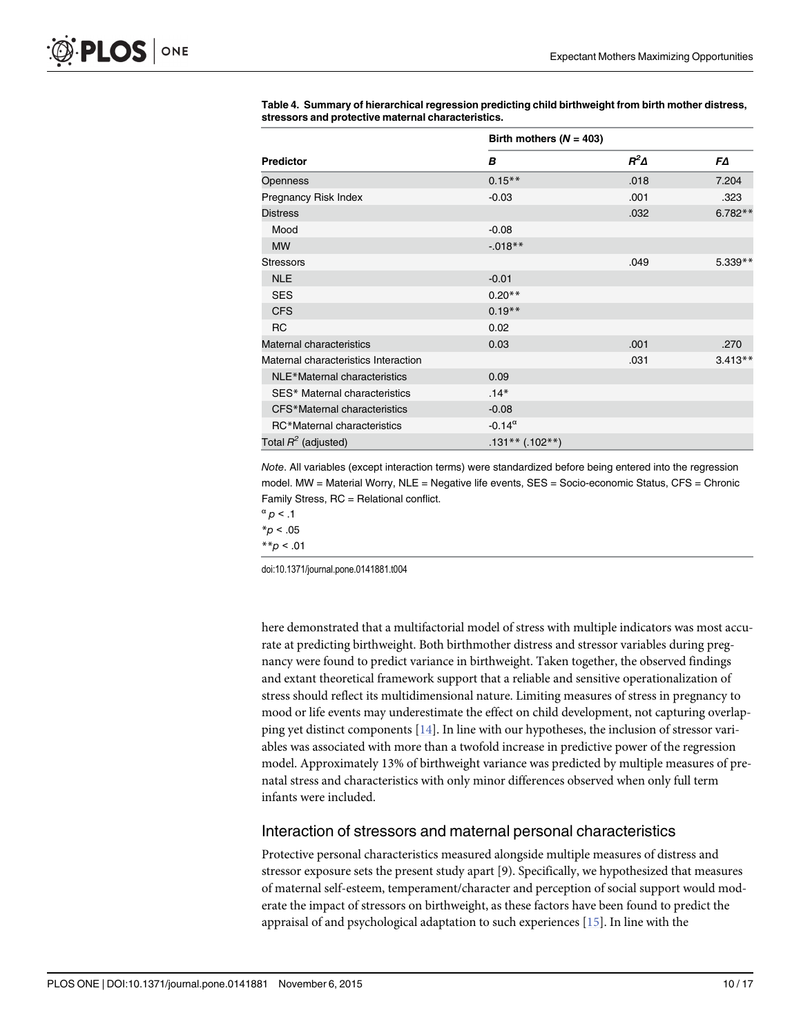**Table 4. Summary of hierarchical regression predicting child birthweight from birth mother distress, stressors and protective maternal characteristics.**

| | Birth mothers ($N$ = 403) | | |
|---|---|---|---|
| **Predictor** | ***B*** | $R^2\Delta$ | $F\Delta$ |
| Openness | 0.15** | .018 | 7.204 |
| Pregnancy Risk Index | -0.03 | .001 | .323 |
| Distress | | .032 | 6.782** |
| Mood | -0.08 | | |
| MW | -.018** | | |
| Stressors | | .049 | 5.339** |
| NLE | -0.01 | | |
| SES | 0.20** | | |
| CFS | 0.19** | | |
| RC | 0.02 | | |
| Maternal characteristics | 0.03 | .001 | .270 |
| Maternal characteristics Interaction | | .031 | 3.413** |
| NLE*Maternal characteristics | 0.09 | | |
| SES* Maternal characteristics | .14* | | |
| CFS*Maternal characteristics | -0.08 | | |
| RC*Maternal characteristics | -0.14$^{\alpha}$ | | |
| Total $R^2$ (adjusted) | .131** (.102**) | | |

*Note*. All variables (except interaction terms) were standardized before being entered into the regression model. MW = Material Worry, NLE = Negative life events, SES = Socio-economic Status, CFS = Chronic Family Stress, RC = Relational conflict.

$^{\alpha}$ $p < .1$

*$p < .05$

**$p < .01$

doi:10.1371/journal.pone.0141881.t004

here demonstrated that a multifactorial model of stress with multiple indicators was most accurate at predicting birthweight. Both birthmother distress and stressor variables during pregnancy were found to predict variance in birthweight. Taken together, the observed findings and extant theoretical framework support that a reliable and sensitive operationalization of stress should reflect its multidimensional nature. Limiting measures of stress in pregnancy to mood or life events may underestimate the effect on child development, not capturing overlapping yet distinct components [14]. In line with our hypotheses, the inclusion of stressor variables was associated with more than a twofold increase in predictive power of the regression model. Approximately 13% of birthweight variance was predicted by multiple measures of prenatal stress and characteristics with only minor differences observed when only full term infants were included.

## Interaction of stressors and maternal personal characteristics

Protective personal characteristics measured alongside multiple measures of distress and stressor exposure sets the present study apart [9]. Specifically, we hypothesized that measures of maternal self-esteem, temperament/character and perception of social support would moderate the impact of stressors on birthweight, as these factors have been found to predict the appraisal of and psychological adaptation to such experiences [15]. In line with the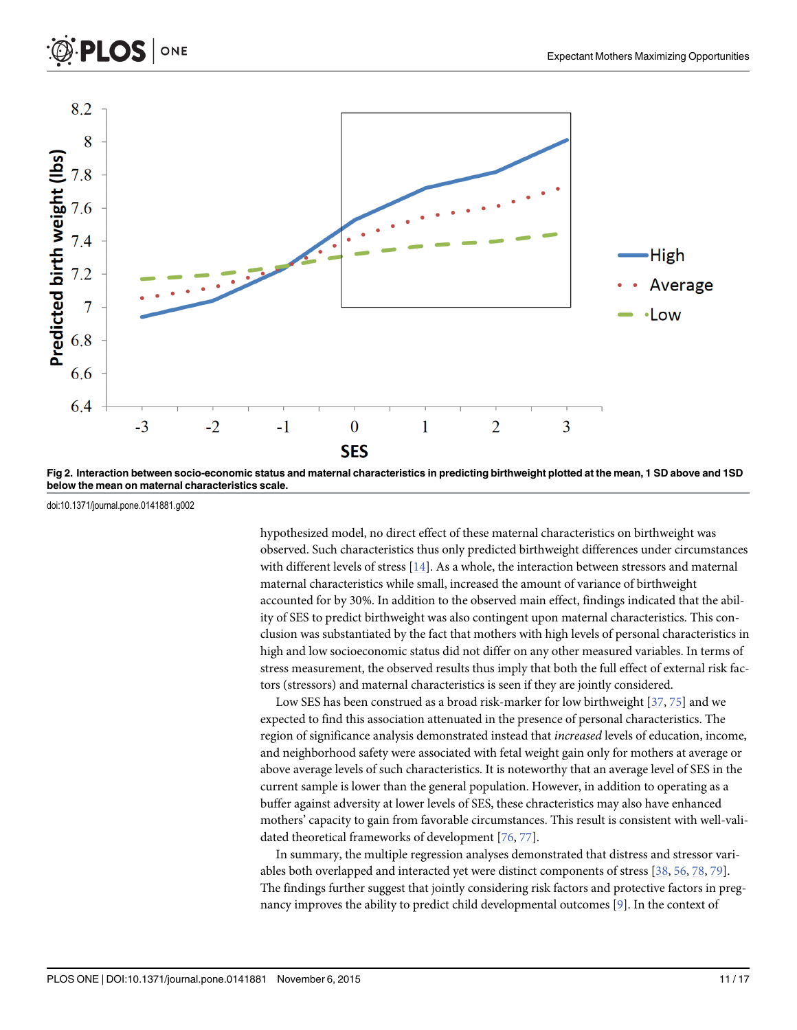Fig 2. Interaction between socio-economic status and maternal characteristics in predicting birthweight plotted at the mean, 1 SD above and 1SD below the mean on maternal characteristics scale.

doi:10.1371/journal.pone.0141881.g002

hypothesized model, no direct effect of these maternal characteristics on birthweight was observed. Such characteristics thus only predicted birthweight differences under circumstances with different levels of stress [14]. As a whole, the interaction between stressors and maternal maternal characteristics while small, increased the amount of variance of birthweight accounted for by 30%. In addition to the observed main effect, findings indicated that the ability of SES to predict birthweight was also contingent upon maternal characteristics. This conclusion was substantiated by the fact that mothers with high levels of personal characteristics in high and low socioeconomic status did not differ on any other measured variables. In terms of stress measurement, the observed results thus imply that both the full effect of external risk factors (stressors) and maternal characteristics is seen if they are jointly considered.

Low SES has been construed as a broad risk-marker for low birthweight [37, 75] and we expected to find this association attenuated in the presence of personal characteristics. The region of significance analysis demonstrated instead that *increased* levels of education, income, and neighborhood safety were associated with fetal weight gain only for mothers at average or above average levels of such characteristics. It is noteworthy that an average level of SES in the current sample is lower than the general population. However, in addition to operating as a buffer against adversity at lower levels of SES, these chracteristics may also have enhanced mothers' capacity to gain from favorable circumstances. This result is consistent with well-validated theoretical frameworks of development [76, 77].

In summary, the multiple regression analyses demonstrated that distress and stressor variables both overlapped and interacted yet were distinct components of stress [38, 56, 78, 79]. The findings further suggest that jointly considering risk factors and protective factors in pregnancy improves the ability to predict child developmental outcomes [9]. In the context of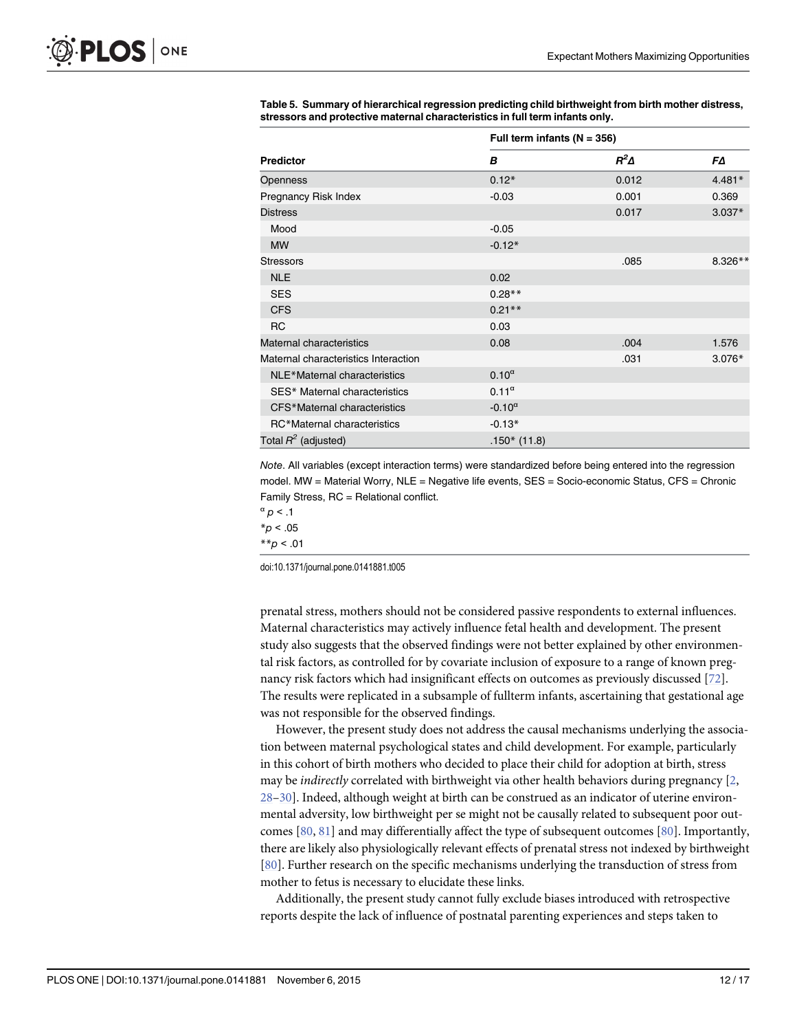**Table 5. Summary of hierarchical regression predicting child birthweight from birth mother distress, stressors and protective maternal characteristics in full term infants only.**

| | Full term infants (N = 356) | | |
|---|---|---|---|
| **Predictor** | ***B*** | $R^2Δ$ | ***FΔ*** |
| Openness | 0.12* | 0.012 | 4.481* |
| Pregnancy Risk Index | -0.03 | 0.001 | 0.369 |
| Distress | | 0.017 | 3.037* |
| Mood | -0.05 | | |
| MW | -0.12* | | |
| Stressors | | .085 | 8.326** |
| NLE | 0.02 | | |
| SES | 0.28** | | |
| CFS | 0.21** | | |
| RC | 0.03 | | |
| Maternal characteristics | 0.08 | .004 | 1.576 |
| Maternal characteristics Interaction | | .031 | 3.076* |
| NLE*Maternal characteristics | $0.10^{α}$ | | |
| SES* Maternal characteristics | $0.11^{α}$ | | |
| CFS*Maternal characteristics | $-0.10^{α}$ | | |
| RC*Maternal characteristics | -0.13* | | |
| Total $R^2$ (adjusted) | .150* (11.8) | | |

*Note*. All variables (except interaction terms) were standardized before being entered into the regression model. MW = Material Worry, NLE = Negative life events, SES = Socio-economic Status, CFS = Chronic Family Stress, RC = Relational conflict.

$^{α}$ $p < .1$

*$p < .05$

**$p < .01$

doi:10.1371/journal.pone.0141881.t005

prenatal stress, mothers should not be considered passive respondents to external influences. Maternal characteristics may actively influence fetal health and development. The present study also suggests that the observed findings were not better explained by other environmental risk factors, as controlled for by covariate inclusion of exposure to a range of known pregnancy risk factors which had insignificant effects on outcomes as previously discussed [72]. The results were replicated in a subsample of fullterm infants, ascertaining that gestational age was not responsible for the observed findings.

However, the present study does not address the causal mechanisms underlying the association between maternal psychological states and child development. For example, particularly in this cohort of birth mothers who decided to place their child for adoption at birth, stress may be *indirectly* correlated with birthweight via other health behaviors during pregnancy [2, 28–30]. Indeed, although weight at birth can be construed as an indicator of uterine environmental adversity, low birthweight per se might not be causally related to subsequent poor outcomes [80, 81] and may differentially affect the type of subsequent outcomes [80]. Importantly, there are likely also physiologically relevant effects of prenatal stress not indexed by birthweight [80]. Further research on the specific mechanisms underlying the transduction of stress from mother to fetus is necessary to elucidate these links.

Additionally, the present study cannot fully exclude biases introduced with retrospective reports despite the lack of influence of postnatal parenting experiences and steps taken to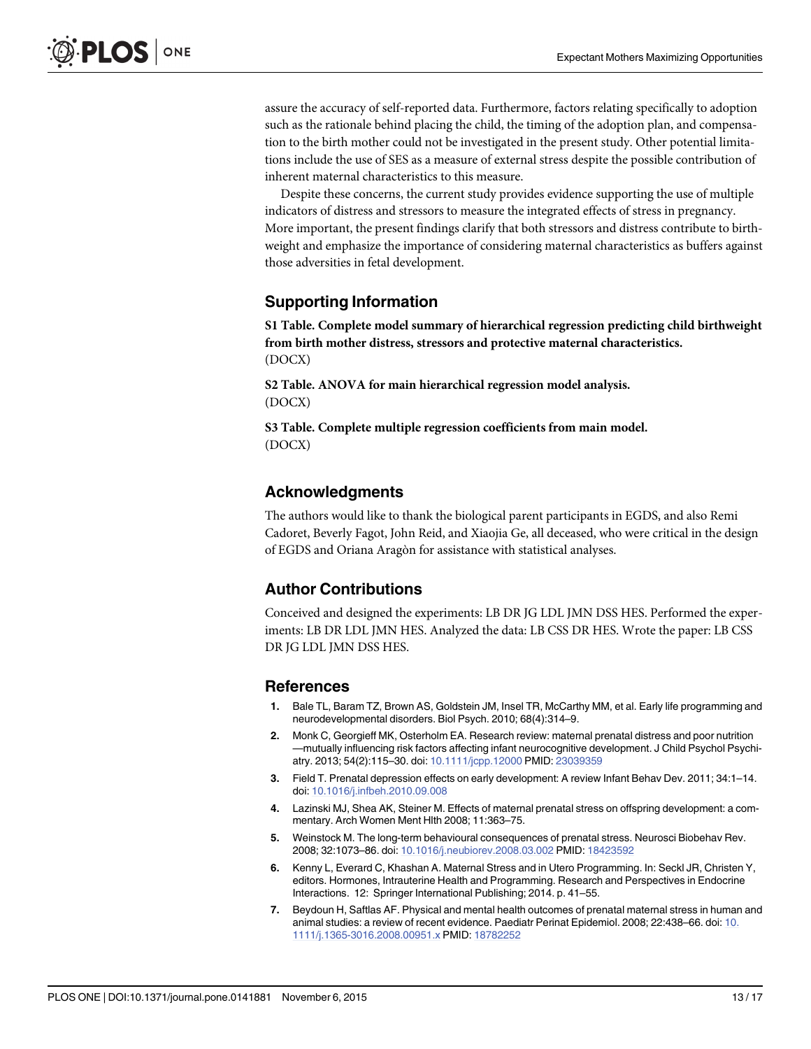assure the accuracy of self-reported data. Furthermore, factors relating specifically to adoption such as the rationale behind placing the child, the timing of the adoption plan, and compensation to the birth mother could not be investigated in the present study. Other potential limitations include the use of SES as a measure of external stress despite the possible contribution of inherent maternal characteristics to this measure.

Despite these concerns, the current study provides evidence supporting the use of multiple indicators of distress and stressors to measure the integrated effects of stress in pregnancy. More important, the present findings clarify that both stressors and distress contribute to birthweight and emphasize the importance of considering maternal characteristics as buffers against those adversities in fetal development.

## Supporting Information

**S1 Table. Complete model summary of hierarchical regression predicting child birthweight from birth mother distress, stressors and protective maternal characteristics.**
(DOCX)

**S2 Table. ANOVA for main hierarchical regression model analysis.**
(DOCX)

**S3 Table. Complete multiple regression coefficients from main model.**
(DOCX)

## Acknowledgments

The authors would like to thank the biological parent participants in EGDS, and also Remi Cadoret, Beverly Fagot, John Reid, and Xiaojia Ge, all deceased, who were critical in the design of EGDS and Oriana Aragòn for assistance with statistical analyses.

## Author Contributions

Conceived and designed the experiments: LB DR JG LDL JMN DSS HES. Performed the experiments: LB DR LDL JMN HES. Analyzed the data: LB CSS DR HES. Wrote the paper: LB CSS DR JG LDL JMN DSS HES.

## References

1. Bale TL, Baram TZ, Brown AS, Goldstein JM, Insel TR, McCarthy MM, et al. Early life programming and neurodevelopmental disorders. Biol Psych. 2010; 68(4):314–9.
2. Monk C, Georgieff MK, Osterholm EA. Research review: maternal prenatal distress and poor nutrition —mutually influencing risk factors affecting infant neurocognitive development. J Child Psychol Psychiatry. 2013; 54(2):115–30. doi: 10.1111/jcpp.12000 PMID: 23039359
3. Field T. Prenatal depression effects on early development: A review Infant Behav Dev. 2011; 34:1–14. doi: 10.1016/j.infbeh.2010.09.008
4. Lazinski MJ, Shea AK, Steiner M. Effects of maternal prenatal stress on offspring development: a commentary. Arch Women Ment Hlth 2008; 11:363–75.
5. Weinstock M. The long-term behavioural consequences of prenatal stress. Neurosci Biobehav Rev. 2008; 32:1073–86. doi: 10.1016/j.neubiorev.2008.03.002 PMID: 18423592
6. Kenny L, Everard C, Khashan A. Maternal Stress and in Utero Programming. In: Seckl JR, Christen Y, editors. Hormones, Intrauterine Health and Programming. Research and Perspectives in Endocrine Interactions. 12: Springer International Publishing; 2014. p. 41–55.
7. Beydoun H, Saftlas AF. Physical and mental health outcomes of prenatal maternal stress in human and animal studies: a review of recent evidence. Paediatr Perinat Epidemiol. 2008; 22:438–66. doi: 10.1111/j.1365-3016.2008.00951.x PMID: 18782252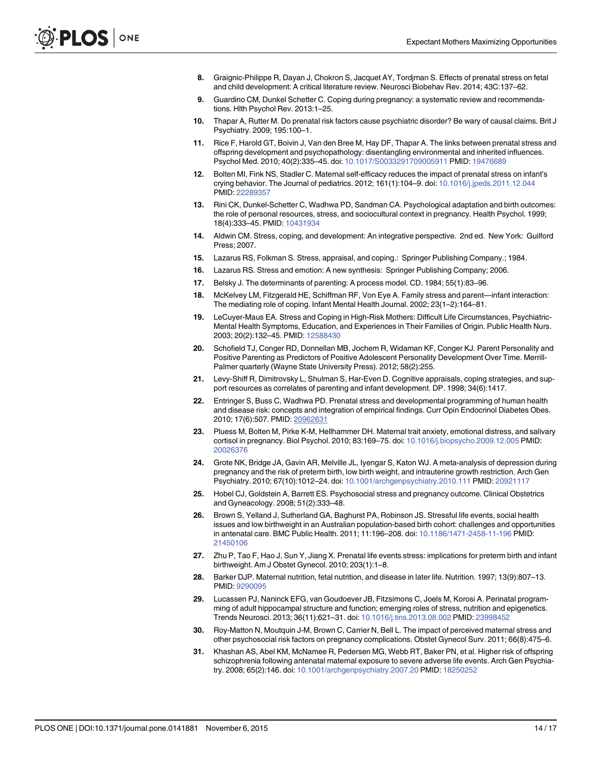8. Graignic-Philippe R, Dayan J, Chokron S, Jacquet AY, Tordjman S. Effects of prenatal stress on fetal and child development: A critical literature review. Neurosci Biobehav Rev. 2014; 43C:137–62.
9. Guardino CM, Dunkel Schetter C. Coping during pregnancy: a systematic review and recommendations. Hlth Psychol Rev. 2013:1–25.
10. Thapar A, Rutter M. Do prenatal risk factors cause psychiatric disorder? Be wary of causal claims. Brit J Psychiatry. 2009; 195:100–1.
11. Rice F, Harold GT, Boivin J, Van den Bree M, Hay DF, Thapar A. The links between prenatal stress and offspring development and psychopathology: disentangling environmental and inherited influences. Psychol Med. 2010; 40(2):335–45. doi: 10.1017/S0033291709005911 PMID: 19476689
12. Bolten MI, Fink NS, Stadler C. Maternal self-efficacy reduces the impact of prenatal stress on infant's crying behavior. The Journal of pediatrics. 2012; 161(1):104–9. doi: 10.1016/j.jpeds.2011.12.044 PMID: 22289357
13. Rini CK, Dunkel-Schetter C, Wadhwa PD, Sandman CA. Psychological adaptation and birth outcomes: the role of personal resources, stress, and sociocultural context in pregnancy. Health Psychol. 1999; 18(4):333–45. PMID: 10431934
14. Aldwin CM. Stress, coping, and development: An integrative perspective. 2nd ed. New York: Guilford Press; 2007.
15. Lazarus RS, Folkman S. Stress, appraisal, and coping.: Springer Publishing Company.; 1984.
16. Lazarus RS. Stress and emotion: A new synthesis: Springer Publishing Company; 2006.
17. Belsky J. The determinants of parenting: A process model. CD. 1984; 55(1):83–96.
18. McKelvey LM, Fitzgerald HE, Schiffman RF, Von Eye A. Family stress and parent—infant interaction: The mediating role of coping. Infant Mental Health Journal. 2002; 23(1–2):164–81.
19. LeCuyer-Maus EA. Stress and Coping in High-Risk Mothers: Difficult Life Circumstances, Psychiatric-Mental Health Symptoms, Education, and Experiences in Their Families of Origin. Public Health Nurs. 2003; 20(2):132–45. PMID: 12588430
20. Schofield TJ, Conger RD, Donnellan MB, Jochem R, Widaman KF, Conger KJ. Parent Personality and Positive Parenting as Predictors of Positive Adolescent Personality Development Over Time. Merrill-Palmer quarterly (Wayne State University Press). 2012; 58(2):255.
21. Levy-Shiff R, Dimitrovsky L, Shulman S, Har-Even D. Cognitive appraisals, coping strategies, and support resources as correlates of parenting and infant development. DP. 1998; 34(6):1417.
22. Entringer S, Buss C, Wadhwa PD. Prenatal stress and developmental programming of human health and disease risk: concepts and integration of empirical findings. Curr Opin Endocrinol Diabetes Obes. 2010; 17(6):507. PMID: 20962631
23. Pluess M, Bolten M, Pirke K-M, Hellhammer DH. Maternal trait anxiety, emotional distress, and salivary cortisol in pregnancy. Biol Psychol. 2010; 83:169–75. doi: 10.1016/j.biopsycho.2009.12.005 PMID: 20026376
24. Grote NK, Bridge JA, Gavin AR, Melville JL, Iyengar S, Katon WJ. A meta-analysis of depression during pregnancy and the risk of preterm birth, low birth weight, and intrauterine growth restriction. Arch Gen Psychiatry. 2010; 67(10):1012–24. doi: 10.1001/archgenpsychiatry.2010.111 PMID: 20921117
25. Hobel CJ, Goldstein A, Barrett ES. Psychosocial stress and pregnancy outcome. Clinical Obstetrics and Gyneacology. 2008; 51(2):333–48.
26. Brown S, Yelland J, Sutherland GA, Baghurst PA, Robinson JS. Stressful life events, social health issues and low birthweight in an Australian population-based birth cohort: challenges and opportunities in antenatal care. BMC Public Health. 2011; 11:196–208. doi: 10.1186/1471-2458-11-196 PMID: 21450106
27. Zhu P, Tao F, Hao J, Sun Y, Jiang X. Prenatal life events stress: implications for preterm birth and infant birthweight. Am J Obstet Gynecol. 2010; 203(1):1–8.
28. Barker DJP. Maternal nutrition, fetal nutrition, and disease in later life. Nutrition. 1997; 13(9):807–13. PMID: 9290095
29. Lucassen PJ, Naninck EFG, van Goudoever JB, Fitzsimons C, Joels M, Korosi A. Perinatal programming of adult hippocampal structure and function; emerging roles of stress, nutrition and epigenetics. Trends Neurosci. 2013; 36(11):621–31. doi: 10.1016/j.tins.2013.08.002 PMID: 23998452
30. Roy-Matton N, Moutquin J-M, Brown C, Carrier N, Bell L. The impact of perceived maternal stress and other psychosocial risk factors on pregnancy complications. Obstet Gynecol Surv. 2011; 66(8):475–6.
31. Khashan AS, Abel KM, McNamee R, Pedersen MG, Webb RT, Baker PN, et al. Higher risk of offspring schizophrenia following antenatal maternal exposure to severe adverse life events. Arch Gen Psychiatry. 2008; 65(2):146. doi: 10.1001/archgenpsychiatry.2007.20 PMID: 18250252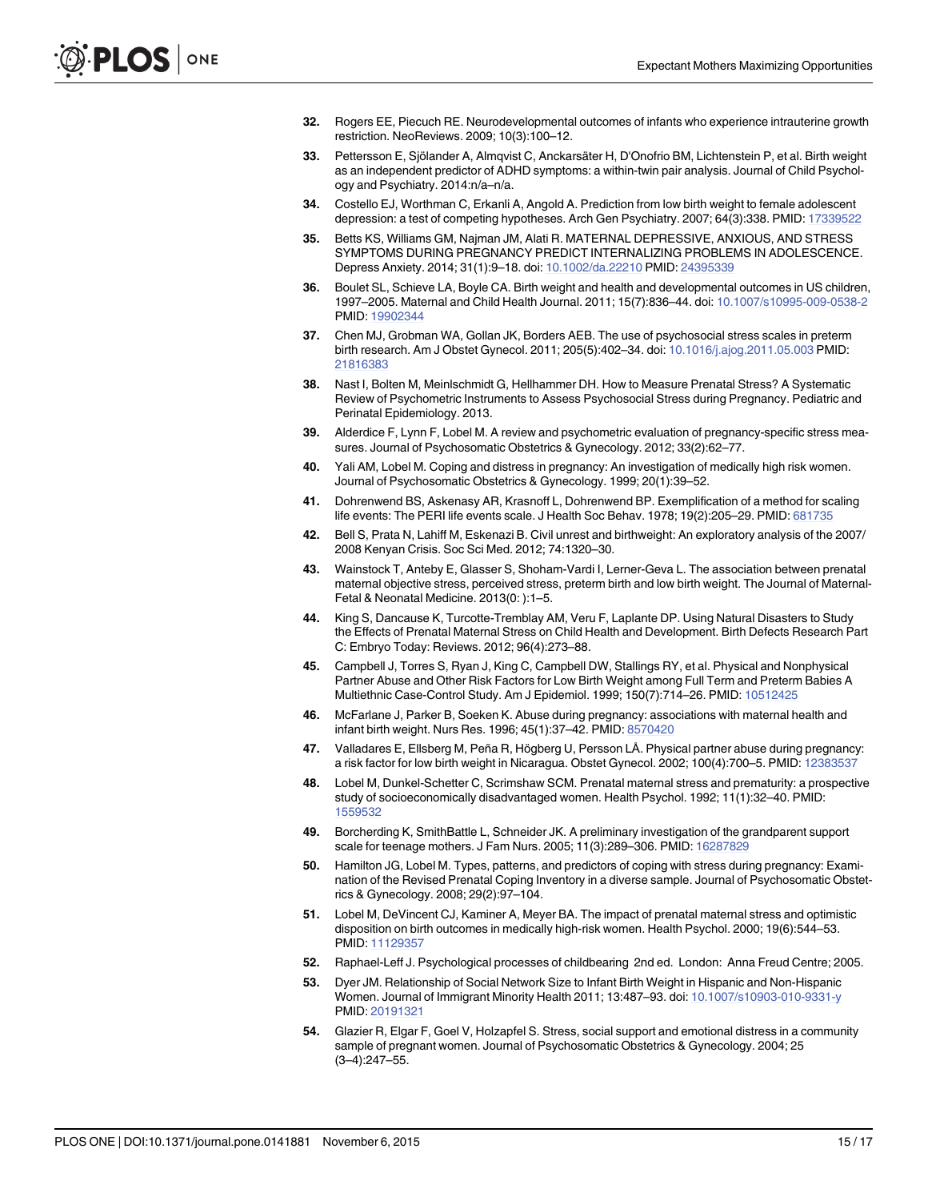32. Rogers EE, Piecuch RE. Neurodevelopmental outcomes of infants who experience intrauterine growth restriction. NeoReviews. 2009; 10(3):100–12.
33. Pettersson E, Sjölander A, Almqvist C, Anckarsäter H, D'Onofrio BM, Lichtenstein P, et al. Birth weight as an independent predictor of ADHD symptoms: a within-twin pair analysis. Journal of Child Psychology and Psychiatry. 2014:n/a–n/a.
34. Costello EJ, Worthman C, Erkanli A, Angold A. Prediction from low birth weight to female adolescent depression: a test of competing hypotheses. Arch Gen Psychiatry. 2007; 64(3):338. PMID: 17339522
35. Betts KS, Williams GM, Najman JM, Alati R. MATERNAL DEPRESSIVE, ANXIOUS, AND STRESS SYMPTOMS DURING PREGNANCY PREDICT INTERNALIZING PROBLEMS IN ADOLESCENCE. Depress Anxiety. 2014; 31(1):9–18. doi: 10.1002/da.22210 PMID: 24395339
36. Boulet SL, Schieve LA, Boyle CA. Birth weight and health and developmental outcomes in US children, 1997–2005. Maternal and Child Health Journal. 2011; 15(7):836–44. doi: 10.1007/s10995-009-0538-2 PMID: 19902344
37. Chen MJ, Grobman WA, Gollan JK, Borders AEB. The use of psychosocial stress scales in preterm birth research. Am J Obstet Gynecol. 2011; 205(5):402–34. doi: 10.1016/j.ajog.2011.05.003 PMID: 21816383
38. Nast I, Bolten M, Meinlschmidt G, Hellhammer DH. How to Measure Prenatal Stress? A Systematic Review of Psychometric Instruments to Assess Psychosocial Stress during Pregnancy. Pediatric and Perinatal Epidemiology. 2013.
39. Alderdice F, Lynn F, Lobel M. A review and psychometric evaluation of pregnancy-specific stress measures. Journal of Psychosomatic Obstetrics & Gynecology. 2012; 33(2):62–77.
40. Yali AM, Lobel M. Coping and distress in pregnancy: An investigation of medically high risk women. Journal of Psychosomatic Obstetrics & Gynecology. 1999; 20(1):39–52.
41. Dohrenwend BS, Askenasy AR, Krasnoff L, Dohrenwend BP. Exemplification of a method for scaling life events: The PERI life events scale. J Health Soc Behav. 1978; 19(2):205–29. PMID: 681735
42. Bell S, Prata N, Lahiff M, Eskenazi B. Civil unrest and birthweight: An exploratory analysis of the 2007/2008 Kenyan Crisis. Soc Sci Med. 2012; 74:1320–30.
43. Wainstock T, Anteby E, Glasser S, Shoham-Vardi I, Lerner-Geva L. The association between prenatal maternal objective stress, perceived stress, preterm birth and low birth weight. The Journal of Maternal-Fetal & Neonatal Medicine. 2013(0: ):1–5.
44. King S, Dancause K, Turcotte-Tremblay AM, Veru F, Laplante DP. Using Natural Disasters to Study the Effects of Prenatal Maternal Stress on Child Health and Development. Birth Defects Research Part C: Embryo Today: Reviews. 2012; 96(4):273–88.
45. Campbell J, Torres S, Ryan J, King C, Campbell DW, Stallings RY, et al. Physical and Nonphysical Partner Abuse and Other Risk Factors for Low Birth Weight among Full Term and Preterm Babies A Multiethnic Case-Control Study. Am J Epidemiol. 1999; 150(7):714–26. PMID: 10512425
46. McFarlane J, Parker B, Soeken K. Abuse during pregnancy: associations with maternal health and infant birth weight. Nurs Res. 1996; 45(1):37–42. PMID: 8570420
47. Valladares E, Ellsberg M, Peña R, Högberg U, Persson LÅ. Physical partner abuse during pregnancy: a risk factor for low birth weight in Nicaragua. Obstet Gynecol. 2002; 100(4):700–5. PMID: 12383537
48. Lobel M, Dunkel-Schetter C, Scrimshaw SCM. Prenatal maternal stress and prematurity: a prospective study of socioeconomically disadvantaged women. Health Psychol. 1992; 11(1):32–40. PMID: 1559532
49. Borcherding K, SmithBattle L, Schneider JK. A preliminary investigation of the grandparent support scale for teenage mothers. J Fam Nurs. 2005; 11(3):289–306. PMID: 16287829
50. Hamilton JG, Lobel M. Types, patterns, and predictors of coping with stress during pregnancy: Examination of the Revised Prenatal Coping Inventory in a diverse sample. Journal of Psychosomatic Obstetrics & Gynecology. 2008; 29(2):97–104.
51. Lobel M, DeVincent CJ, Kaminer A, Meyer BA. The impact of prenatal maternal stress and optimistic disposition on birth outcomes in medically high-risk women. Health Psychol. 2000; 19(6):544–53. PMID: 11129357
52. Raphael-Leff J. Psychological processes of childbearing 2nd ed. London: Anna Freud Centre; 2005.
53. Dyer JM. Relationship of Social Network Size to Infant Birth Weight in Hispanic and Non-Hispanic Women. Journal of Immigrant Minority Health 2011; 13:487–93. doi: 10.1007/s10903-010-9331-y PMID: 20191321
54. Glazier R, Elgar F, Goel V, Holzapfel S. Stress, social support and emotional distress in a community sample of pregnant women. Journal of Psychosomatic Obstetrics & Gynecology. 2004; 25 (3–4):247–55.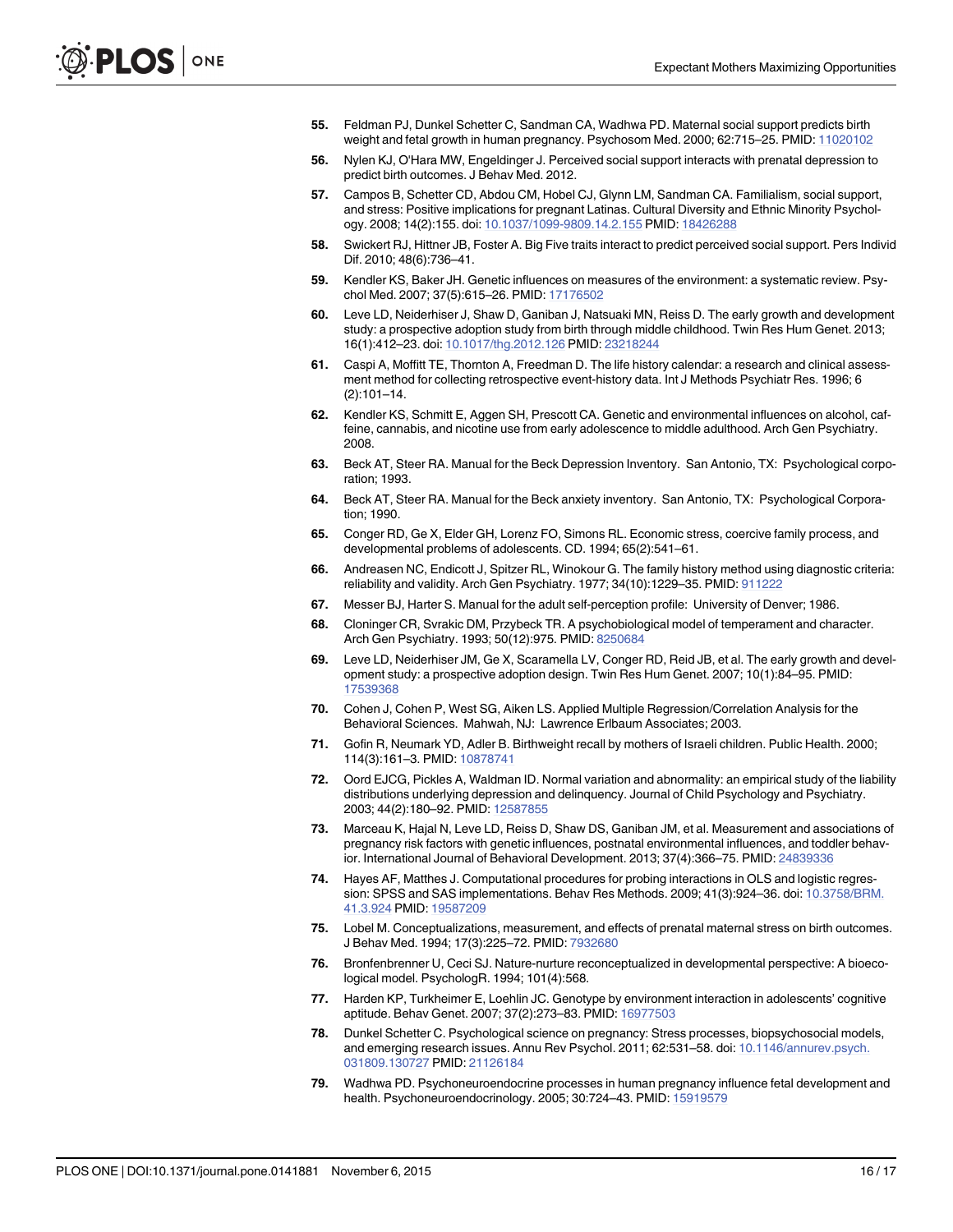55. Feldman PJ, Dunkel Schetter C, Sandman CA, Wadhwa PD. Maternal social support predicts birth weight and fetal growth in human pregnancy. Psychosom Med. 2000; 62:715–25. PMID: 11020102

56. Nylen KJ, O'Hara MW, Engeldinger J. Perceived social support interacts with prenatal depression to predict birth outcomes. J Behav Med. 2012.

57. Campos B, Schetter CD, Abdou CM, Hobel CJ, Glynn LM, Sandman CA. Familialism, social support, and stress: Positive implications for pregnant Latinas. Cultural Diversity and Ethnic Minority Psychology. 2008; 14(2):155. doi: 10.1037/1099-9809.14.2.155 PMID: 18426288

58. Swickert RJ, Hittner JB, Foster A. Big Five traits interact to predict perceived social support. Pers Individ Dif. 2010; 48(6):736–41.

59. Kendler KS, Baker JH. Genetic influences on measures of the environment: a systematic review. Psychol Med. 2007; 37(5):615–26. PMID: 17176502

60. Leve LD, Neiderhiser J, Shaw D, Ganiban J, Natsuaki MN, Reiss D. The early growth and development study: a prospective adoption study from birth through middle childhood. Twin Res Hum Genet. 2013; 16(1):412–23. doi: 10.1017/thg.2012.126 PMID: 23218244

61. Caspi A, Moffitt TE, Thornton A, Freedman D. The life history calendar: a research and clinical assessment method for collecting retrospective event-history data. Int J Methods Psychiatr Res. 1996; 6 (2):101–14.

62. Kendler KS, Schmitt E, Aggen SH, Prescott CA. Genetic and environmental influences on alcohol, caffeine, cannabis, and nicotine use from early adolescence to middle adulthood. Arch Gen Psychiatry. 2008.

63. Beck AT, Steer RA. Manual for the Beck Depression Inventory. San Antonio, TX: Psychological corporation; 1993.

64. Beck AT, Steer RA. Manual for the Beck anxiety inventory. San Antonio, TX: Psychological Corporation; 1990.

65. Conger RD, Ge X, Elder GH, Lorenz FO, Simons RL. Economic stress, coercive family process, and developmental problems of adolescents. CD. 1994; 65(2):541–61.

66. Andreasen NC, Endicott J, Spitzer RL, Winokour G. The family history method using diagnostic criteria: reliability and validity. Arch Gen Psychiatry. 1977; 34(10):1229–35. PMID: 911222

67. Messer BJ, Harter S. Manual for the adult self-perception profile: University of Denver; 1986.

68. Cloninger CR, Svrakic DM, Przybeck TR. A psychobiological model of temperament and character. Arch Gen Psychiatry. 1993; 50(12):975. PMID: 8250684

69. Leve LD, Neiderhiser JM, Ge X, Scaramella LV, Conger RD, Reid JB, et al. The early growth and development study: a prospective adoption design. Twin Res Hum Genet. 2007; 10(1):84–95. PMID: 17539368

70. Cohen J, Cohen P, West SG, Aiken LS. Applied Multiple Regression/Correlation Analysis for the Behavioral Sciences. Mahwah, NJ: Lawrence Erlbaum Associates; 2003.

71. Gofin R, Neumark YD, Adler B. Birthweight recall by mothers of Israeli children. Public Health. 2000; 114(3):161–3. PMID: 10878741

72. Oord EJCG, Pickles A, Waldman ID. Normal variation and abnormality: an empirical study of the liability distributions underlying depression and delinquency. Journal of Child Psychology and Psychiatry. 2003; 44(2):180–92. PMID: 12587855

73. Marceau K, Hajal N, Leve LD, Reiss D, Shaw DS, Ganiban JM, et al. Measurement and associations of pregnancy risk factors with genetic influences, postnatal environmental influences, and toddler behavior. International Journal of Behavioral Development. 2013; 37(4):366–75. PMID: 24839336

74. Hayes AF, Matthes J. Computational procedures for probing interactions in OLS and logistic regression: SPSS and SAS implementations. Behav Res Methods. 2009; 41(3):924–36. doi: 10.3758/BRM.41.3.924 PMID: 19587209

75. Lobel M. Conceptualizations, measurement, and effects of prenatal maternal stress on birth outcomes. J Behav Med. 1994; 17(3):225–72. PMID: 7932680

76. Bronfenbrenner U, Ceci SJ. Nature-nurture reconceptualized in developmental perspective: A bioecological model. PsychologR. 1994; 101(4):568.

77. Harden KP, Turkheimer E, Loehlin JC. Genotype by environment interaction in adolescents' cognitive aptitude. Behav Genet. 2007; 37(2):273–83. PMID: 16977503

78. Dunkel Schetter C. Psychological science on pregnancy: Stress processes, biopsychosocial models, and emerging research issues. Annu Rev Psychol. 2011; 62:531–58. doi: 10.1146/annurev.psych.031809.130727 PMID: 21126184

79. Wadhwa PD. Psychoneuroendocrine processes in human pregnancy influence fetal development and health. Psychoneuroendocrinology. 2005; 30:724–43. PMID: 15919579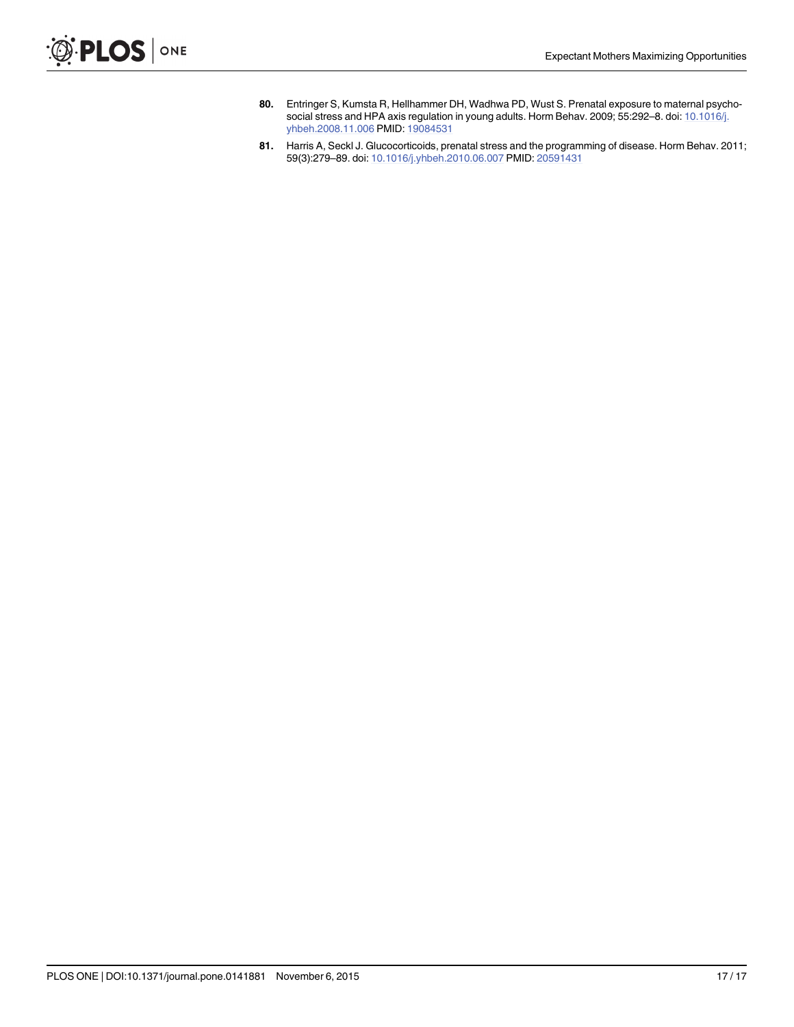80. Entringer S, Kumsta R, Hellhammer DH, Wadhwa PD, Wust S. Prenatal exposure to maternal psychosocial stress and HPA axis regulation in young adults. Horm Behav. 2009; 55:292–8. doi: 10.1016/j.yhbeh.2008.11.006 PMID: 19084531

81. Harris A, Seckl J. Glucocorticoids, prenatal stress and the programming of disease. Horm Behav. 2011; 59(3):279–89. doi: 10.1016/j.yhbeh.2010.06.007 PMID: 20591431